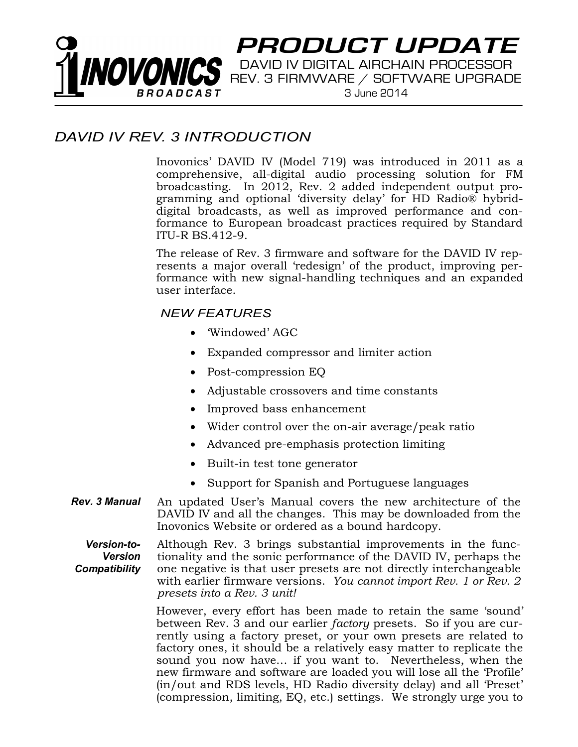# PRODUCT UPDATE

DAVID IV DIGITAL AIRCHAIN PROCESSOR
REV. 3 FIRMWARE / SOFTWARE UPGRADE
3 June 2014

## DAVID IV REV. 3 INTRODUCTION

Inovonics' DAVID IV (Model 719) was introduced in 2011 as a comprehensive, all-digital audio processing solution for FM broadcasting. In 2012, Rev. 2 added independent output programming and optional 'diversity delay' for HD Radio® hybrid-digital broadcasts, as well as improved performance and conformance to European broadcast practices required by Standard ITU-R BS.412-9.

The release of Rev. 3 firmware and software for the DAVID IV represents a major overall 'redesign' of the product, improving performance with new signal-handling techniques and an expanded user interface.

### NEW FEATURES

- 'Windowed' AGC
- Expanded compressor and limiter action
- Post-compression EQ
- Adjustable crossovers and time constants
- Improved bass enhancement
- Wider control over the on-air average/peak ratio
- Advanced pre-emphasis protection limiting
- Built-in test tone generator
- Support for Spanish and Portuguese languages

***Rev. 3 Manual***

An updated User's Manual covers the new architecture of the DAVID IV and all the changes. This may be downloaded from the Inovonics Website or ordered as a bound hardcopy.

***Version-to-Version Compatibility***

Although Rev. 3 brings substantial improvements in the functionality and the sonic performance of the DAVID IV, perhaps the one negative is that user presets are not directly interchangeable with earlier firmware versions. *You cannot import Rev. 1 or Rev. 2 presets into a Rev. 3 unit!*

However, every effort has been made to retain the same 'sound' between Rev. 3 and our earlier *factory* presets. So if you are currently using a factory preset, or your own presets are related to factory ones, it should be a relatively easy matter to replicate the sound you now have... if you want to. Nevertheless, when the new firmware and software are loaded you will lose all the 'Profile' (in/out and RDS levels, HD Radio diversity delay) and all 'Preset' (compression, limiting, EQ, etc.) settings. We strongly urge you to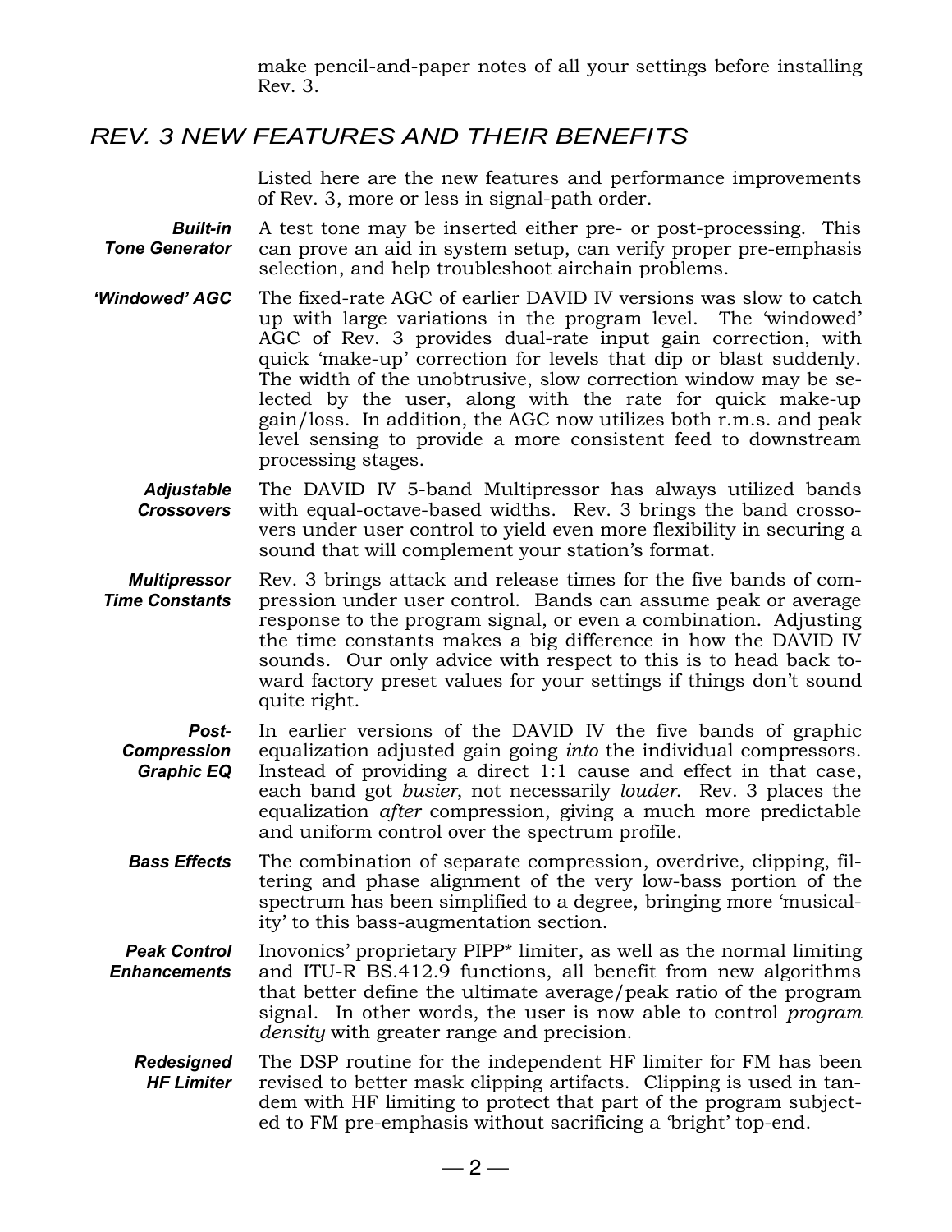make pencil-and-paper notes of all your settings before installing Rev. 3.

## REV. 3 NEW FEATURES AND THEIR BENEFITS

Listed here are the new features and performance improvements of Rev. 3, more or less in signal-path order.

***Built-in Tone Generator*** A test tone may be inserted either pre- or post-processing. This can prove an aid in system setup, can verify proper pre-emphasis selection, and help troubleshoot airchain problems.

***'Windowed' AGC*** The fixed-rate AGC of earlier DAVID IV versions was slow to catch up with large variations in the program level. The 'windowed' AGC of Rev. 3 provides dual-rate input gain correction, with quick 'make-up' correction for levels that dip or blast suddenly. The width of the unobtrusive, slow correction window may be selected by the user, along with the rate for quick make-up gain/loss. In addition, the AGC now utilizes both r.m.s. and peak level sensing to provide a more consistent feed to downstream processing stages.

***Adjustable Crossovers*** The DAVID IV 5-band Multipressor has always utilized bands with equal-octave-based widths. Rev. 3 brings the band crossovers under user control to yield even more flexibility in securing a sound that will complement your station's format.

***Multipressor Time Constants*** Rev. 3 brings attack and release times for the five bands of compression under user control. Bands can assume peak or average response to the program signal, or even a combination. Adjusting the time constants makes a big difference in how the DAVID IV sounds. Our only advice with respect to this is to head back toward factory preset values for your settings if things don't sound quite right.

***Post-Compression Graphic EQ*** In earlier versions of the DAVID IV the five bands of graphic equalization adjusted gain going *into* the individual compressors. Instead of providing a direct 1:1 cause and effect in that case, each band got *busier*, not necessarily *louder*. Rev. 3 places the equalization *after* compression, giving a much more predictable and uniform control over the spectrum profile.

***Bass Effects*** The combination of separate compression, overdrive, clipping, filtering and phase alignment of the very low-bass portion of the spectrum has been simplified to a degree, bringing more 'musicality' to this bass-augmentation section.

***Peak Control Enhancements*** Inovonics' proprietary PIPP* limiter, as well as the normal limiting and ITU-R BS.412.9 functions, all benefit from new algorithms that better define the ultimate average/peak ratio of the program signal. In other words, the user is now able to control *program density* with greater range and precision.

***Redesigned HF Limiter*** The DSP routine for the independent HF limiter for FM has been revised to better mask clipping artifacts. Clipping is used in tandem with HF limiting to protect that part of the program subjected to FM pre-emphasis without sacrificing a 'bright' top-end.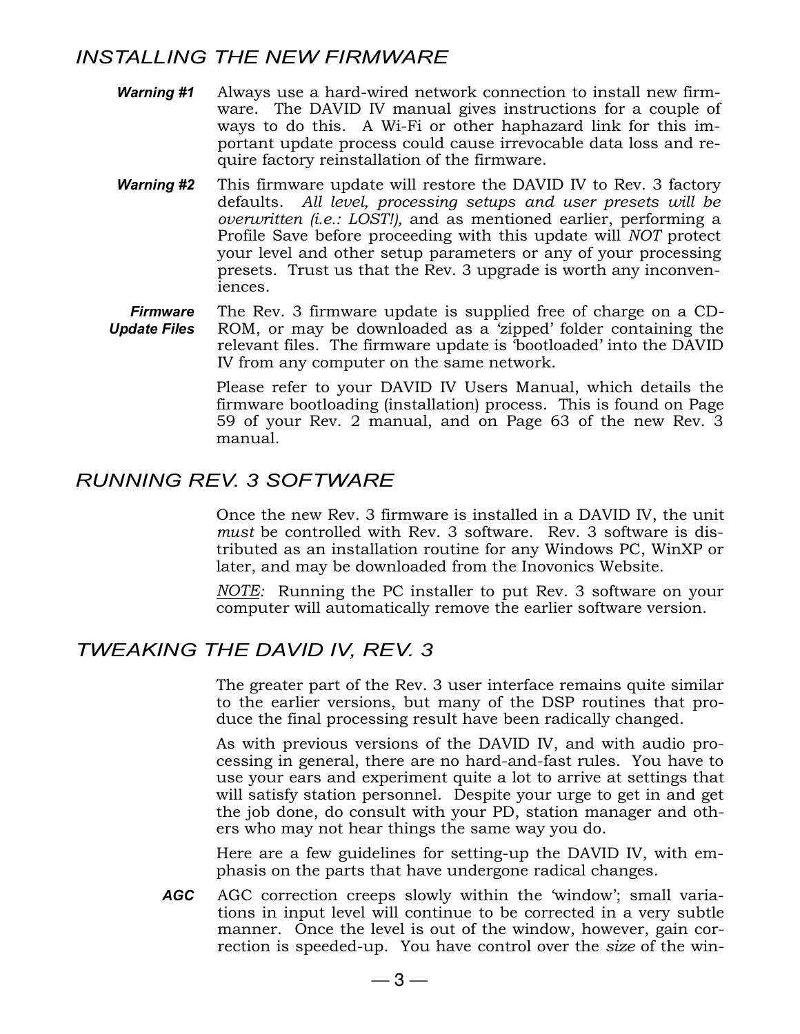## *INSTALLING THE NEW FIRMWARE*

***Warning #1*** Always use a hard-wired network connection to install new firmware. The DAVID IV manual gives instructions for a couple of ways to do this. A Wi-Fi or other haphazard link for this important update process could cause irrevocable data loss and require factory reinstallation of the firmware.

***Warning #2*** This firmware update will restore the DAVID IV to Rev. 3 factory defaults. *All level, processing setups and user presets will be overwritten (i.e.: LOST!),* and as mentioned earlier, performing a Profile Save before proceeding with this update will *NOT* protect your level and other setup parameters or any of your processing presets. Trust us that the Rev. 3 upgrade is worth any inconveniences.

***Firmware Update Files*** The Rev. 3 firmware update is supplied free of charge on a CD-ROM, or may be downloaded as a 'zipped' folder containing the relevant files. The firmware update is 'bootloaded' into the DAVID IV from any computer on the same network.

Please refer to your DAVID IV Users Manual, which details the firmware bootloading (installation) process. This is found on Page 59 of your Rev. 2 manual, and on Page 63 of the new Rev. 3 manual.

## *RUNNING REV. 3 SOFTWARE*

Once the new Rev. 3 firmware is installed in a DAVID IV, the unit *must* be controlled with Rev. 3 software. Rev. 3 software is distributed as an installation routine for any Windows PC, WinXP or later, and may be downloaded from the Inovonics Website.

*NOTE:* Running the PC installer to put Rev. 3 software on your computer will automatically remove the earlier software version.

## *TWEAKING THE DAVID IV, REV. 3*

The greater part of the Rev. 3 user interface remains quite similar to the earlier versions, but many of the DSP routines that produce the final processing result have been radically changed.

As with previous versions of the DAVID IV, and with audio processing in general, there are no hard-and-fast rules. You have to use your ears and experiment quite a lot to arrive at settings that will satisfy station personnel. Despite your urge to get in and get the job done, do consult with your PD, station manager and others who may not hear things the same way you do.

Here are a few guidelines for setting-up the DAVID IV, with emphasis on the parts that have undergone radical changes.

***AGC*** AGC correction creeps slowly within the 'window'; small variations in input level will continue to be corrected in a very subtle manner. Once the level is out of the window, however, gain correction is speeded-up. You have control over the *size* of the win-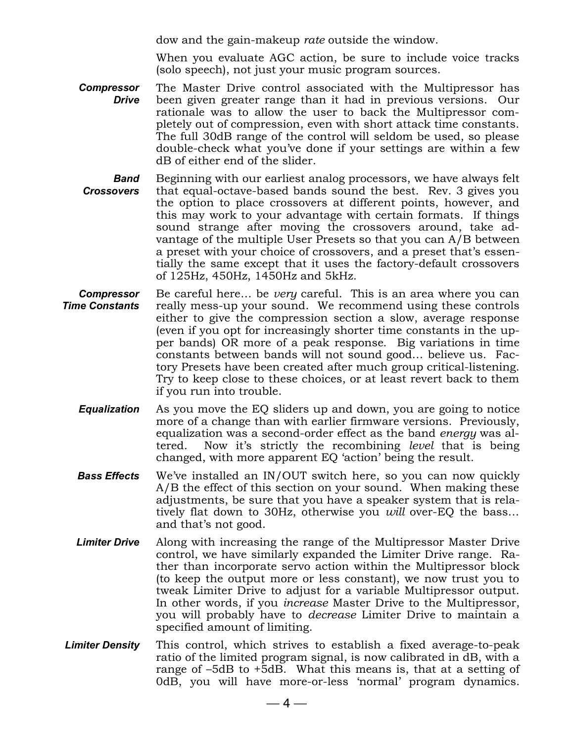dow and the gain-makeup *rate* outside the window.

When you evaluate AGC action, be sure to include voice tracks (solo speech), not just your music program sources.

***Compressor Drive*** The Master Drive control associated with the Multipressor has been given greater range than it had in previous versions. Our rationale was to allow the user to back the Multipressor completely out of compression, even with short attack time constants. The full 30dB range of the control will seldom be used, so please double-check what you've done if your settings are within a few dB of either end of the slider.

***Band Crossovers*** Beginning with our earliest analog processors, we have always felt that equal-octave-based bands sound the best. Rev. 3 gives you the option to place crossovers at different points, however, and this may work to your advantage with certain formats. If things sound strange after moving the crossovers around, take advantage of the multiple User Presets so that you can A/B between a preset with your choice of crossovers, and a preset that's essentially the same except that it uses the factory-default crossovers of 125Hz, 450Hz, 1450Hz and 5kHz.

***Compressor Time Constants*** Be careful here… be *very* careful. This is an area where you can really mess-up your sound. We recommend using these controls either to give the compression section a slow, average response (even if you opt for increasingly shorter time constants in the upper bands) OR more of a peak response. Big variations in time constants between bands will not sound good… believe us. Factory Presets have been created after much group critical-listening. Try to keep close to these choices, or at least revert back to them if you run into trouble.

***Equalization*** As you move the EQ sliders up and down, you are going to notice more of a change than with earlier firmware versions. Previously, equalization was a second-order effect as the band *energy* was altered. Now it's strictly the recombining *level* that is being changed, with more apparent EQ 'action' being the result.

***Bass Effects*** We've installed an IN/OUT switch here, so you can now quickly A/B the effect of this section on your sound. When making these adjustments, be sure that you have a speaker system that is relatively flat down to 30Hz, otherwise you *will* over-EQ the bass… and that's not good.

***Limiter Drive*** Along with increasing the range of the Multipressor Master Drive control, we have similarly expanded the Limiter Drive range. Rather than incorporate servo action within the Multipressor block (to keep the output more or less constant), we now trust you to tweak Limiter Drive to adjust for a variable Multipressor output. In other words, if you *increase* Master Drive to the Multipressor, you will probably have to *decrease* Limiter Drive to maintain a specified amount of limiting.

***Limiter Density*** This control, which strives to establish a fixed average-to-peak ratio of the limited program signal, is now calibrated in dB, with a range of –5dB to +5dB. What this means is, that at a setting of 0dB, you will have more-or-less 'normal' program dynamics.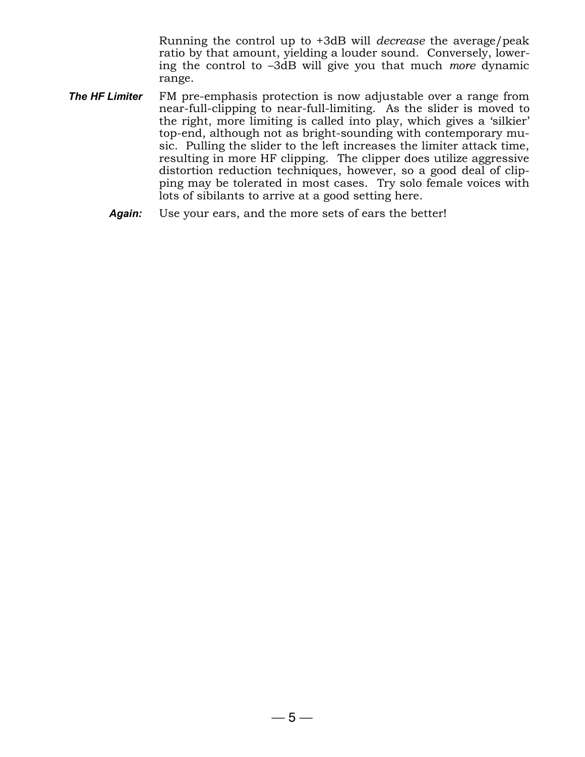Running the control up to +3dB will *decrease* the average/peak ratio by that amount, yielding a louder sound. Conversely, lowering the control to –3dB will give you that much *more* dynamic range.

***The HF Limiter*** FM pre-emphasis protection is now adjustable over a range from near-full-clipping to near-full-limiting. As the slider is moved to the right, more limiting is called into play, which gives a 'silkier' top-end, although not as bright-sounding with contemporary music. Pulling the slider to the left increases the limiter attack time, resulting in more HF clipping. The clipper does utilize aggressive distortion reduction techniques, however, so a good deal of clipping may be tolerated in most cases. Try solo female voices with lots of sibilants to arrive at a good setting here.

***Again:*** Use your ears, and the more sets of ears the better!